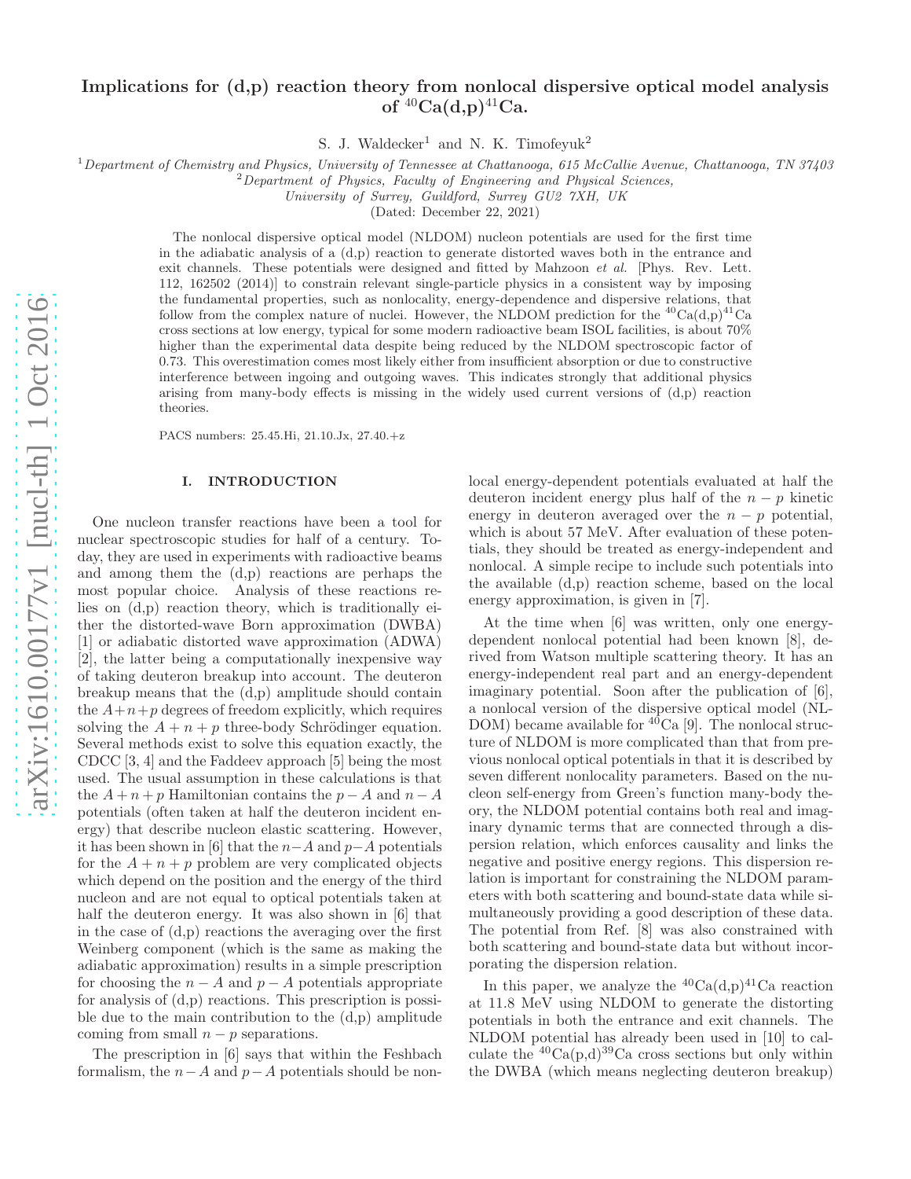# Implications for (d,p) reaction theory from nonlocal dispersive optical model analysis of $^{40}$Ca(d,p)$^{41}$Ca.

S. J. Waldecker[1] and N. K. Timofeyuk[2]

[1]*Department of Chemistry and Physics, University of Tennessee at Chattanooga, 615 McCallie Avenue, Chattanooga, TN 37403*
[2]*Department of Physics, Faculty of Engineering and Physical Sciences, University of Surrey, Guildford, Surrey GU2 7XH, UK*

(Dated: December 22, 2021)

The nonlocal dispersive optical model (NLDOM) nucleon potentials are used for the first time in the adiabatic analysis of a (d,p) reaction to generate distorted waves both in the entrance and exit channels. These potentials were designed and fitted by Mahzoon *et al.* [Phys. Rev. Lett. 112, 162502 (2014)] to constrain relevant single-particle physics in a consistent way by imposing the fundamental properties, such as nonlocality, energy-dependence and dispersive relations, that follow from the complex nature of nuclei. However, the NLDOM prediction for the $^{40}$Ca(d,p)$^{41}$Ca cross sections at low energy, typical for some modern radioactive beam ISOL facilities, is about 70% higher than the experimental data despite being reduced by the NLDOM spectroscopic factor of 0.73. This overestimation comes most likely either from insufficient absorption or due to constructive interference between ingoing and outgoing waves. This indicates strongly that additional physics arising from many-body effects is missing in the widely used current versions of (d,p) reaction theories.

PACS numbers: 25.45.Hi, 21.10.Jx, 27.40.+z

## I. INTRODUCTION

One nucleon transfer reactions have been a tool for nuclear spectroscopic studies for half of a century. Today, they are used in experiments with radioactive beams and among them the (d,p) reactions are perhaps the most popular choice. Analysis of these reactions relies on (d,p) reaction theory, which is traditionally either the distorted-wave Born approximation (DWBA) [1] or adiabatic distorted wave approximation (ADWA) [2], the latter being a computationally inexpensive way of taking deuteron breakup into account. The deuteron breakup means that the (d,p) amplitude should contain the $A+n+p$ degrees of freedom explicitly, which requires solving the $A+n+p$ three-body Schrödinger equation. Several methods exist to solve this equation exactly, the CDCC [3, 4] and the Faddeev approach [5] being the most used. The usual assumption in these calculations is that the $A+n+p$ Hamiltonian contains the $p-A$ and $n-A$ potentials (often taken at half the deuteron incident energy) that describe nucleon elastic scattering. However, it has been shown in [6] that the $n-A$ and $p-A$ potentials for the $A+n+p$ problem are very complicated objects which depend on the position and the energy of the third nucleon and are not equal to optical potentials taken at half the deuteron energy. It was also shown in [6] that in the case of (d,p) reactions the averaging over the first Weinberg component (which is the same as making the adiabatic approximation) results in a simple prescription for choosing the $n-A$ and $p-A$ potentials appropriate for analysis of (d,p) reactions. This prescription is possible due to the main contribution to the (d,p) amplitude coming from small $n-p$ separations.

The prescription in [6] says that within the Feshbach formalism, the $n-A$ and $p-A$ potentials should be nonlocal energy-dependent potentials evaluated at half the deuteron incident energy plus half of the $n-p$ kinetic energy in deuteron averaged over the $n-p$ potential, which is about 57 MeV. After evaluation of these potentials, they should be treated as energy-independent and nonlocal. A simple recipe to include such potentials into the available (d,p) reaction scheme, based on the local energy approximation, is given in [7].

At the time when [6] was written, only one energy-dependent nonlocal potential had been known [8], derived from Watson multiple scattering theory. It has an energy-independent real part and an energy-dependent imaginary potential. Soon after the publication of [6], a nonlocal version of the dispersive optical model (NLDOM) became available for $^{40}$Ca [9]. The nonlocal structure of NLDOM is more complicated than that from previous nonlocal optical potentials in that it is described by seven different nonlocality parameters. Based on the nucleon self-energy from Green's function many-body theory, the NLDOM potential contains both real and imaginary dynamic terms that are connected through a dispersion relation, which enforces causality and links the negative and positive energy regions. This dispersion relation is important for constraining the NLDOM parameters with both scattering and bound-state data while simultaneously providing a good description of these data. The potential from Ref. [8] was also constrained with both scattering and bound-state data but without incorporating the dispersion relation.

In this paper, we analyze the $^{40}$Ca(d,p)$^{41}$Ca reaction at 11.8 MeV using NLDOM to generate the distorting potentials in both the entrance and exit channels. The NLDOM potential has already been used in [10] to calculate the $^{40}$Ca(p,d)$^{39}$Ca cross sections but only within the DWBA (which means neglecting deuteron breakup)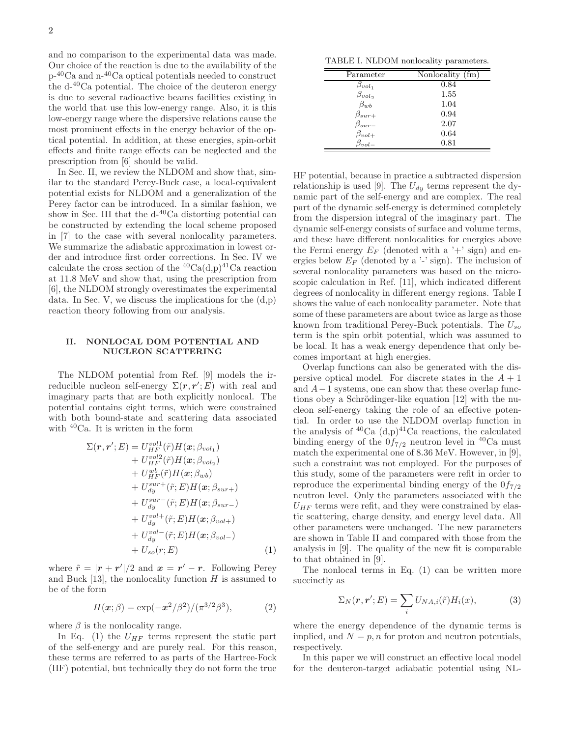and no comparison to the experimental data was made. Our choice of the reaction is due to the availability of the p-$^{40}$Ca and n-$^{40}$Ca optical potentials needed to construct the d-$^{40}$Ca potential. The choice of the deuteron energy is due to several radioactive beams facilities existing in the world that use this low-energy range. Also, it is this low-energy range where the dispersive relations cause the most prominent effects in the energy behavior of the optical potential. In addition, at these energies, spin-orbit effects and finite range effects can be neglected and the prescription from [6] should be valid.

In Sec. II, we review the NLDOM and show that, similar to the standard Perey-Buck case, a local-equivalent potential exists for NLDOM and a generalization of the Perey factor can be introduced. In a similar fashion, we show in Sec. III that the d-$^{40}$Ca distorting potential can be constructed by extending the local scheme proposed in [7] to the case with several nonlocality parameters. We summarize the adiabatic approximation in lowest order and introduce first order corrections. In Sec. IV we calculate the cross section of the $^{40}$Ca(d,p)$^{41}$Ca reaction at 11.8 MeV and show that, using the prescription from [6], the NLDOM strongly overestimates the experimental data. In Sec. V, we discuss the implications for the (d,p) reaction theory following from our analysis.

## II. NONLOCAL DOM POTENTIAL AND NUCLEON SCATTERING

The NLDOM potential from Ref. [9] models the irreducible nucleon self-energy $\Sigma(\boldsymbol{r}, \boldsymbol{r}'; E)$ with real and imaginary parts that are both explicitly nonlocal. The potential contains eight terms, which were constrained with both bound-state and scattering data associated with $^{40}$Ca. It is written in the form

$$
\begin{aligned}
\Sigma(\boldsymbol{r}, \boldsymbol{r}'; E) &= U_{HF}^{vol1}(\tilde{r}) H(\boldsymbol{x}; \beta_{vol_1}) \\
&+ U_{HF}^{vol2}(\tilde{r}) H(\boldsymbol{x}; \beta_{vol_2}) \\
&+ U_{HF}^{wb}(\tilde{r}) H(\boldsymbol{x}; \beta_{wb}) \\
&+ U_{dy}^{sur+}(\tilde{r}; E) H(\boldsymbol{x}; \beta_{sur+}) \\
&+ U_{dy}^{sur-}(\tilde{r}; E) H(\boldsymbol{x}; \beta_{sur-}) \\
&+ U_{dy}^{vol+}(\tilde{r}; E) H(\boldsymbol{x}; \beta_{vol+}) \\
&+ U_{dy}^{vol-}(\tilde{r}; E) H(\boldsymbol{x}; \beta_{vol-}) \\
&+ U_{so}(r; E)
\end{aligned} \tag{1}
$$

where $\tilde{r} = |\boldsymbol{r} + \boldsymbol{r}'|/2$ and $\boldsymbol{x} = \boldsymbol{r}' - \boldsymbol{r}$. Following Perey and Buck [13], the nonlocality function $H$ is assumed to be of the form

$$
H(\boldsymbol{x}; \beta) = \exp(-\boldsymbol{x}^2/\beta^2)/(\pi^{3/2}\beta^3), \tag{2}
$$

where $\beta$ is the nonlocality range.

In Eq. (1) the $U_{HF}$ terms represent the static part of the self-energy and are purely real. For this reason, these terms are referred to as parts of the Hartree-Fock (HF) potential, but technically they do not form the true HF potential, because in practice a subtracted dispersion relationship is used [9]. The $U_{dy}$ terms represent the dynamic part of the self-energy and are complex. The real part of the dynamic self-energy is determined completely from the dispersion integral of the imaginary part. The dynamic self-energy consists of surface and volume terms, and these have different nonlocalities for energies above the Fermi energy $E_F$ (denoted with a '+' sign) and energies below $E_F$ (denoted by a '-' sign). The inclusion of several nonlocality parameters was based on the microscopic calculation in Ref. [11], which indicated different degrees of nonlocality in different energy regions. Table I shows the value of each nonlocality parameter. Note that some of these parameters are about twice as large as those known from traditional Perey-Buck potentials. The $U_{so}$ term is the spin orbit potential, which was assumed to be local. It has a weak energy dependence that only becomes important at high energies.

TABLE I. NLDOM nonlocality parameters.

| Parameter | Nonlocality (fm) |
|---|---|
| $\beta_{vol_1}$ | 0.84 |
| $\beta_{vol_2}$ | 1.55 |
| $\beta_{wb}$ | 1.04 |
| $\beta_{sur+}$ | 0.94 |
| $\beta_{sur-}$ | 2.07 |
| $\beta_{vol+}$ | 0.64 |
| $\beta_{vol-}$ | 0.81 |

Overlap functions can also be generated with the dispersive optical model. For discrete states in the $A+1$ and $A-1$ systems, one can show that these overlap functions obey a Schrödinger-like equation [12] with the nucleon self-energy taking the role of an effective potential. In order to use the NLDOM overlap function in the analysis of $^{40}$Ca (d,p)$^{41}$Ca reactions, the calculated binding energy of the $0f_{7/2}$ neutron level in $^{40}$Ca must match the experimental one of 8.36 MeV. However, in [9], such a constraint was not employed. For the purposes of this study, some of the parameters were refit in order to reproduce the experimental binding energy of the $0f_{7/2}$ neutron level. Only the parameters associated with the $U_{HF}$ terms were refit, and they were constrained by elastic scattering, charge density, and energy level data. All other parameters were unchanged. The new parameters are shown in Table II and compared with those from the analysis in [9]. The quality of the new fit is comparable to that obtained in [9].

The nonlocal terms in Eq. (1) can be written more succinctly as

$$
\Sigma_N(\boldsymbol{r}, \boldsymbol{r}'; E) = \sum_i U_{NA,i}(\tilde{r}) H_i(x), \tag{3}
$$

where the energy dependence of the dynamic terms is implied, and $N = p, n$ for proton and neutron potentials, respectively.

In this paper we will construct an effective local model for the deuteron-target adiabatic potential using NL-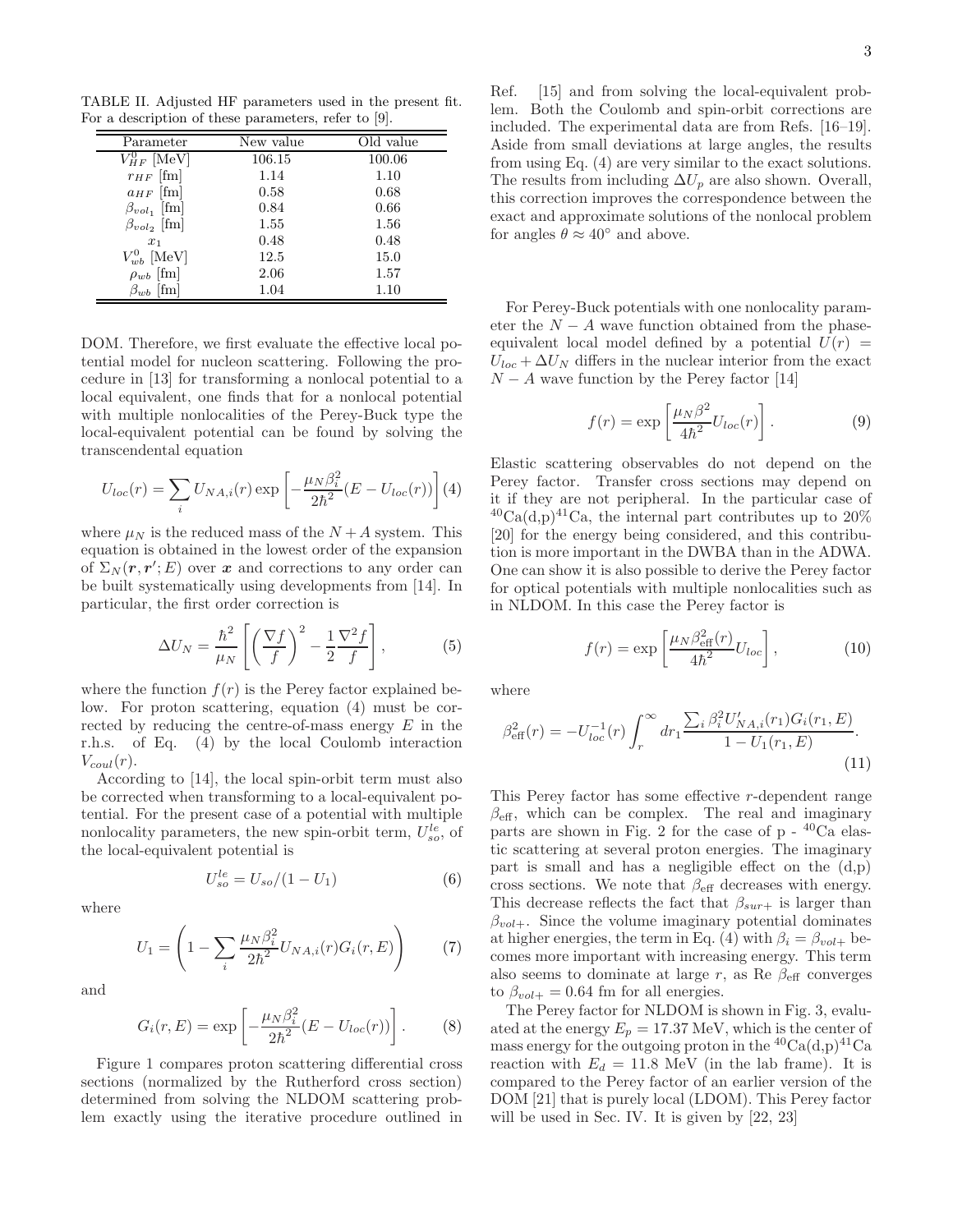TABLE II. Adjusted HF parameters used in the present fit. For a description of these parameters, refer to [9].

| Parameter | New value | Old value |
|---|---|---|
| $V^0_{HF}$ [MeV] | 106.15 | 100.06 |
| $r_{HF}$ [fm] | 1.14 | 1.10 |
| $a_{HF}$ [fm] | 0.58 | 0.68 |
| $\beta_{vol_1}$ [fm] | 0.84 | 0.66 |
| $\beta_{vol_2}$ [fm] | 1.55 | 1.56 |
| $x_1$ | 0.48 | 0.48 |
| $V^0_{wb}$ [MeV] | 12.5 | 15.0 |
| $\rho_{wb}$ [fm] | 2.06 | 1.57 |
| $\beta_{wb}$ [fm] | 1.04 | 1.10 |

DOM. Therefore, we first evaluate the effective local potential model for nucleon scattering. Following the procedure in [13] for transforming a nonlocal potential to a local equivalent, one finds that for a nonlocal potential with multiple nonlocalities of the Perey-Buck type the local-equivalent potential can be found by solving the transcendental equation

$$U_{loc}(r) = \sum_i U_{NA,i}(r) \exp\left[-\frac{\mu_N \beta_i^2}{2\hbar^2}(E - U_{loc}(r))\right] \quad (4)$$

where $\mu_N$ is the reduced mass of the $N + A$ system. This equation is obtained in the lowest order of the expansion of $\Sigma_N(\boldsymbol{r}, \boldsymbol{r}'; E)$ over $\boldsymbol{x}$ and corrections to any order can be built systematically using developments from [14]. In particular, the first order correction is

$$\Delta U_N = \frac{\hbar^2}{\mu_N}\left[\left(\frac{\nabla f}{f}\right)^2 - \frac{1}{2}\frac{\nabla^2 f}{f}\right], \quad (5)$$

where the function $f(r)$ is the Perey factor explained below. For proton scattering, equation (4) must be corrected by reducing the centre-of-mass energy $E$ in the r.h.s. of Eq. (4) by the local Coulomb interaction $V_{coul}(r)$.

According to [14], the local spin-orbit term must also be corrected when transforming to a local-equivalent potential. For the present case of a potential with multiple nonlocality parameters, the new spin-orbit term, $U^{le}_{so}$, of the local-equivalent potential is

$$U^{le}_{so} = U_{so}/(1 - U_1) \quad (6)$$

where

$$U_1 = \left(1 - \sum_i \frac{\mu_N \beta_i^2}{2\hbar^2} U_{NA,i}(r) G_i(r, E)\right) \quad (7)$$

and

$$G_i(r, E) = \exp\left[-\frac{\mu_N \beta_i^2}{2\hbar^2}(E - U_{loc}(r))\right]. \quad (8)$$

Figure 1 compares proton scattering differential cross sections (normalized by the Rutherford cross section) determined from solving the NLDOM scattering problem exactly using the iterative procedure outlined in Ref. [15] and from solving the local-equivalent problem. Both the Coulomb and spin-orbit corrections are included. The experimental data are from Refs. [16–19]. Aside from small deviations at large angles, the results from using Eq. (4) are very similar to the exact solutions. The results from including $\Delta U_p$ are also shown. Overall, this correction improves the correspondence between the exact and approximate solutions of the nonlocal problem for angles $\theta \approx 40^\circ$ and above.

For Perey-Buck potentials with one nonlocality parameter the $N - A$ wave function obtained from the phase-equivalent local model defined by a potential $U(r) = U_{loc} + \Delta U_N$ differs in the nuclear interior from the exact $N - A$ wave function by the Perey factor [14]

$$f(r) = \exp\left[\frac{\mu_N \beta^2}{4\hbar^2} U_{loc}(r)\right]. \quad (9)$$

Elastic scattering observables do not depend on the Perey factor. Transfer cross sections may depend on it if they are not peripheral. In the particular case of $^{40}$Ca(d,p)$^{41}$Ca, the internal part contributes up to 20% [20] for the energy being considered, and this contribution is more important in the DWBA than in the ADWA. One can show it is also possible to derive the Perey factor for optical potentials with multiple nonlocalities such as in NLDOM. In this case the Perey factor is

$$f(r) = \exp\left[\frac{\mu_N \beta^2_{\text{eff}}(r)}{4\hbar^2} U_{loc}\right], \quad (10)$$

where

$$\beta^2_{\text{eff}}(r) = -U^{-1}_{loc}(r) \int_r^\infty dr_1 \frac{\sum_i \beta_i^2 U'_{NA,i}(r_1) G_i(r_1, E)}{1 - U_1(r_1, E)}. \quad (11)$$

This Perey factor has some effective $r$-dependent range $\beta_{\text{eff}}$, which can be complex. The real and imaginary parts are shown in Fig. 2 for the case of p - $^{40}$Ca elastic scattering at several proton energies. The imaginary part is small and has a negligible effect on the (d,p) cross sections. We note that $\beta_{\text{eff}}$ decreases with energy. This decrease reflects the fact that $\beta_{sur+}$ is larger than $\beta_{vol+}$. Since the volume imaginary potential dominates at higher energies, the term in Eq. (4) with $\beta_i = \beta_{vol+}$ becomes more important with increasing energy. This term also seems to dominate at large $r$, as Re $\beta_{\text{eff}}$ converges to $\beta_{vol+} = 0.64$ fm for all energies.

The Perey factor for NLDOM is shown in Fig. 3, evaluated at the energy $E_p = 17.37$ MeV, which is the center of mass energy for the outgoing proton in the $^{40}$Ca(d,p)$^{41}$Ca reaction with $E_d = 11.8$ MeV (in the lab frame). It is compared to the Perey factor of an earlier version of the DOM [21] that is purely local (LDOM). This Perey factor will be used in Sec. IV. It is given by [22, 23]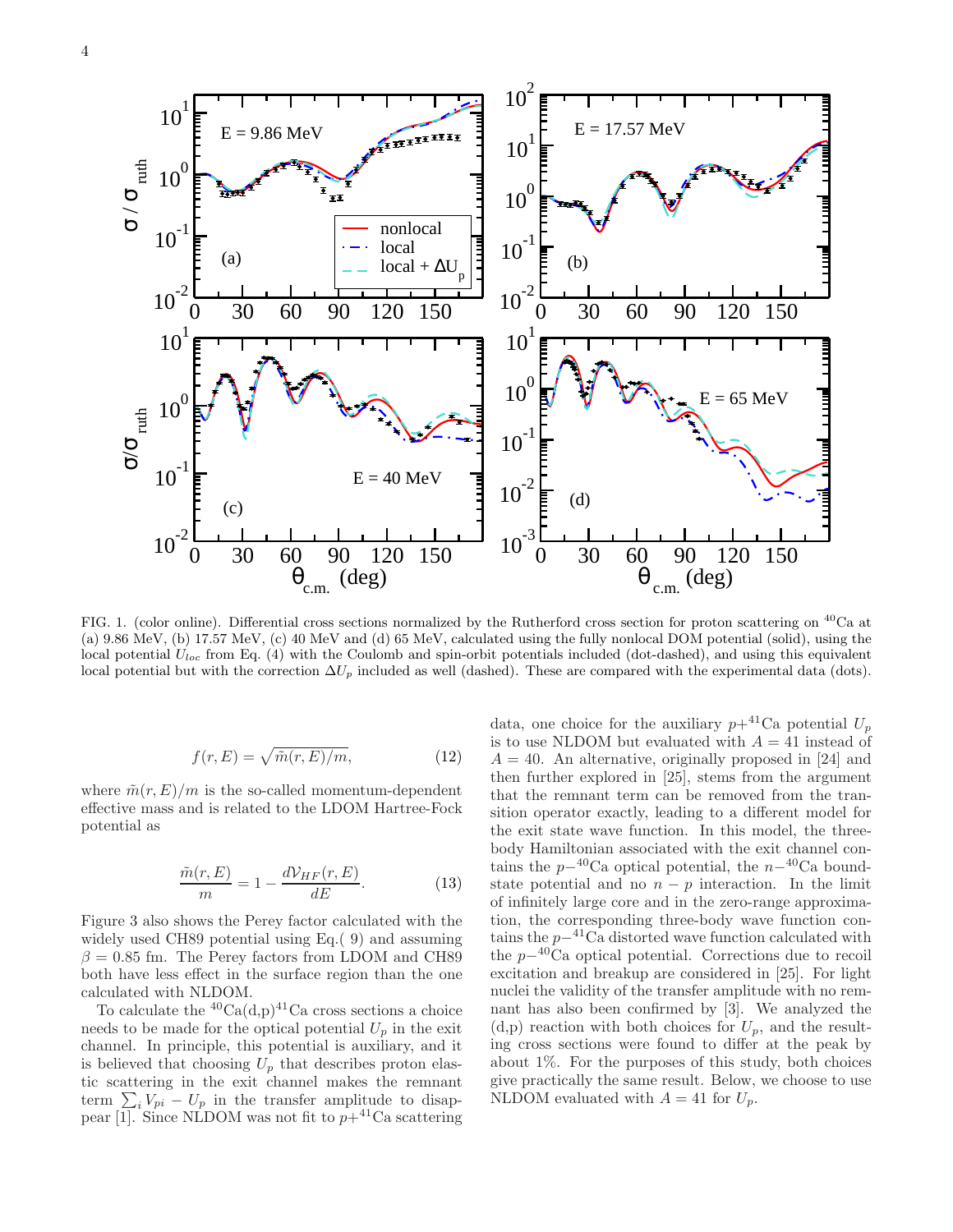FIG. 1. (color online). Differential cross sections normalized by the Rutherford cross section for proton scattering on $^{40}$Ca at (a) 9.86 MeV, (b) 17.57 MeV, (c) 40 MeV and (d) 65 MeV, calculated using the fully nonlocal DOM potential (solid), using the local potential $U_{loc}$ from Eq. (4) with the Coulomb and spin-orbit potentials included (dot-dashed), and using this equivalent local potential but with the correction $\Delta U_p$ included as well (dashed). These are compared with the experimental data (dots).

$$f(r, E) = \sqrt{\tilde{m}(r, E)/m}, \tag{12}$$

where $\tilde{m}(r, E)/m$ is the so-called momentum-dependent effective mass and is related to the LDOM Hartree-Fock potential as

$$\frac{\tilde{m}(r, E)}{m} = 1 - \frac{d\mathcal{V}_{HF}(r, E)}{dE}. \tag{13}$$

Figure 3 also shows the Perey factor calculated with the widely used CH89 potential using Eq.( 9) and assuming $\beta = 0.85$ fm. The Perey factors from LDOM and CH89 both have less effect in the surface region than the one calculated with NLDOM.

To calculate the $^{40}$Ca(d,p)$^{41}$Ca cross sections a choice needs to be made for the optical potential $U_p$ in the exit channel. In principle, this potential is auxiliary, and it is believed that choosing $U_p$ that describes proton elastic scattering in the exit channel makes the remnant term $\sum_i V_{pi} - U_p$ in the transfer amplitude to disappear [1]. Since NLDOM was not fit to $p$+$^{41}$Ca scattering data, one choice for the auxiliary $p$+$^{41}$Ca potential $U_p$ is to use NLDOM but evaluated with $A = 41$ instead of $A = 40$. An alternative, originally proposed in [24] and then further explored in [25], stems from the argument that the remnant term can be removed from the transition operator exactly, leading to a different model for the exit state wave function. In this model, the three-body Hamiltonian associated with the exit channel contains the $p-^{40}$Ca optical potential, the $n-^{40}$Ca bound-state potential and no $n-p$ interaction. In the limit of infinitely large core and in the zero-range approximation, the corresponding three-body wave function contains the $p-^{41}$Ca distorted wave function calculated with the $p-^{40}$Ca optical potential. Corrections due to recoil excitation and breakup are considered in [25]. For light nuclei the validity of the transfer amplitude with no remnant has also been confirmed by [3]. We analyzed the (d,p) reaction with both choices for $U_p$, and the resulting cross sections were found to differ at the peak by about 1%. For the purposes of this study, both choices give practically the same result. Below, we choose to use NLDOM evaluated with $A = 41$ for $U_p$.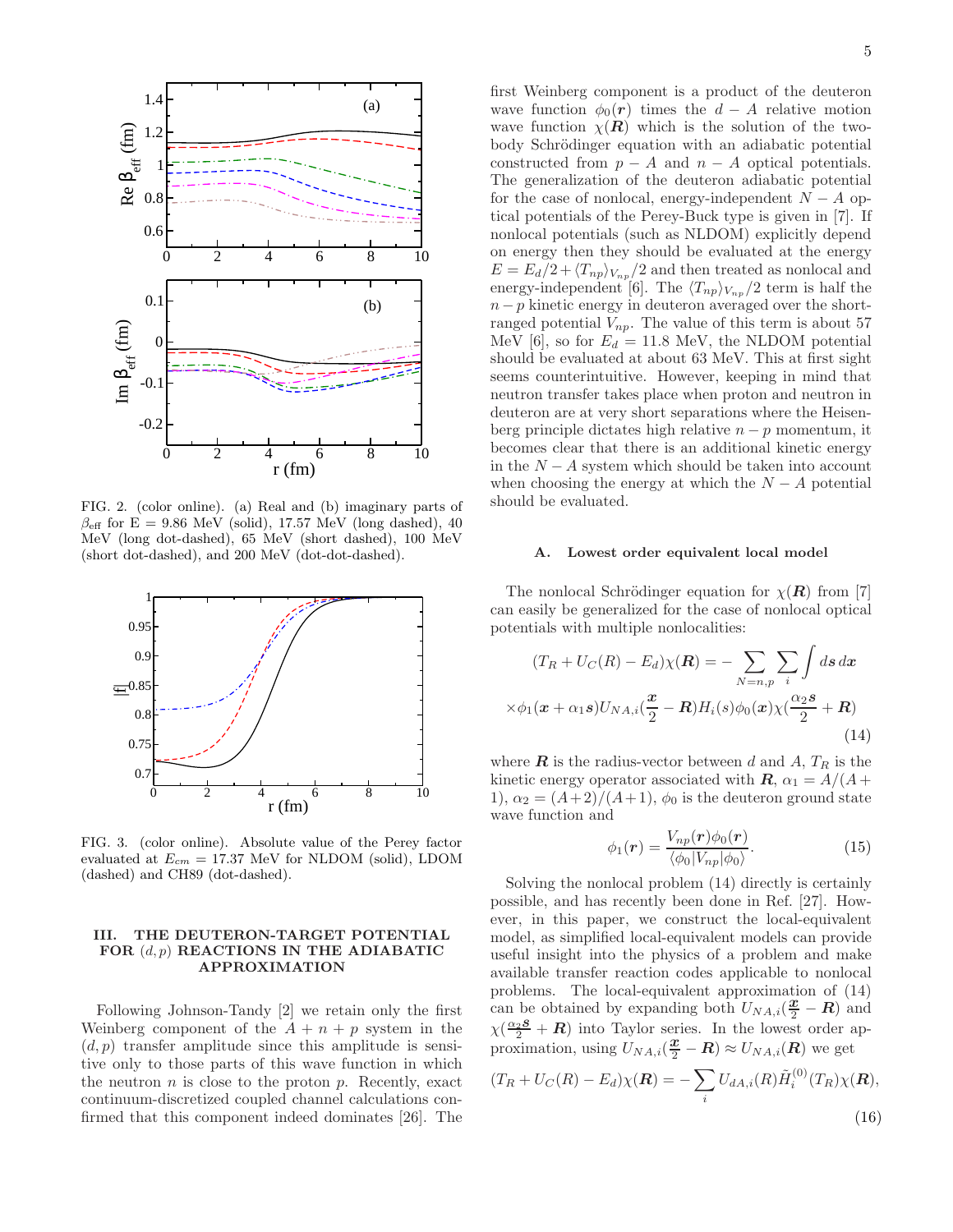FIG. 2. (color online). (a) Real and (b) imaginary parts of $\beta_{\rm eff}$ for E = 9.86 MeV (solid), 17.57 MeV (long dashed), 40 MeV (long dot-dashed), 65 MeV (short dashed), 100 MeV (short dot-dashed), and 200 MeV (dot-dot-dashed).

FIG. 3. (color online). Absolute value of the Perey factor evaluated at $E_{cm}$ = 17.37 MeV for NLDOM (solid), LDOM (dashed) and CH89 (dot-dashed).

## III. THE DEUTERON-TARGET POTENTIAL FOR $(d,p)$ REACTIONS IN THE ADIABATIC APPROXIMATION

Following Johnson-Tandy [2] we retain only the first Weinberg component of the $A+n+p$ system in the $(d,p)$ transfer amplitude since this amplitude is sensitive only to those parts of this wave function in which the neutron $n$ is close to the proton $p$. Recently, exact continuum-discretized coupled channel calculations confirmed that this component indeed dominates [26]. The first Weinberg component is a product of the deuteron wave function $\phi_0(\boldsymbol{r})$ times the $d-A$ relative motion wave function $\chi(\boldsymbol{R})$ which is the solution of the two-body Schrödinger equation with an adiabatic potential constructed from $p-A$ and $n-A$ optical potentials. The generalization of the deuteron adiabatic potential for the case of nonlocal, energy-independent $N-A$ optical potentials of the Perey-Buck type is given in [7]. If nonlocal potentials (such as NLDOM) explicitly depend on energy then they should be evaluated at the energy $E = E_d/2 + \langle T_{np}\rangle_{V_{np}}/2$ and then treated as nonlocal and energy-independent [6]. The $\langle T_{np}\rangle_{V_{np}}/2$ term is half the $n-p$ kinetic energy in deuteron averaged over the short-ranged potential $V_{np}$. The value of this term is about 57 MeV [6], so for $E_d$ = 11.8 MeV, the NLDOM potential should be evaluated at about 63 MeV. This at first sight seems counterintuitive. However, keeping in mind that neutron transfer takes place when proton and neutron in deuteron are at very short separations where the Heisenberg principle dictates high relative $n-p$ momentum, it becomes clear that there is an additional kinetic energy in the $N-A$ system which should be taken into account when choosing the energy at which the $N-A$ potential should be evaluated.

### A. Lowest order equivalent local model

The nonlocal Schrödinger equation for $\chi(\boldsymbol{R})$ from [7] can easily be generalized for the case of nonlocal optical potentials with multiple nonlocalities:

$$(T_R + U_C(R) - E_d)\chi(\boldsymbol{R}) = -\sum_{N=n,p}\sum_i \int d\boldsymbol{s}\, d\boldsymbol{x}$$
$$\times \phi_1(\boldsymbol{x} + \alpha_1 \boldsymbol{s}) U_{NA,i}(\frac{\boldsymbol{x}}{2} - \boldsymbol{R}) H_i(s) \phi_0(\boldsymbol{x}) \chi(\frac{\alpha_2 \boldsymbol{s}}{2} + \boldsymbol{R}) \tag{14}$$

where $\boldsymbol{R}$ is the radius-vector between $d$ and $A$, $T_R$ is the kinetic energy operator associated with $\boldsymbol{R}$, $\alpha_1 = A/(A+1)$, $\alpha_2 = (A+2)/(A+1)$, $\phi_0$ is the deuteron ground state wave function and

$$\phi_1(\boldsymbol{r}) = \frac{V_{np}(\boldsymbol{r})\phi_0(\boldsymbol{r})}{\langle \phi_0 | V_{np} | \phi_0 \rangle}. \tag{15}$$

Solving the nonlocal problem (14) directly is certainly possible, and has recently been done in Ref. [27]. However, in this paper, we construct the local-equivalent model, as simplified local-equivalent models can provide useful insight into the physics of a problem and make available transfer reaction codes applicable to nonlocal problems. The local-equivalent approximation of (14) can be obtained by expanding both $U_{NA,i}(\frac{\boldsymbol{x}}{2} - \boldsymbol{R})$ and $\chi(\frac{\alpha_2 \boldsymbol{s}}{2} + \boldsymbol{R})$ into Taylor series. In the lowest order approximation, using $U_{NA,i}(\frac{\boldsymbol{x}}{2} - \boldsymbol{R}) \approx U_{NA,i}(\boldsymbol{R})$ we get

$$(T_R + U_C(R) - E_d)\chi(\boldsymbol{R}) = -\sum_i U_{dA,i}(R) \tilde{H}_i^{(0)}(T_R)\chi(\boldsymbol{R}), \tag{16}$$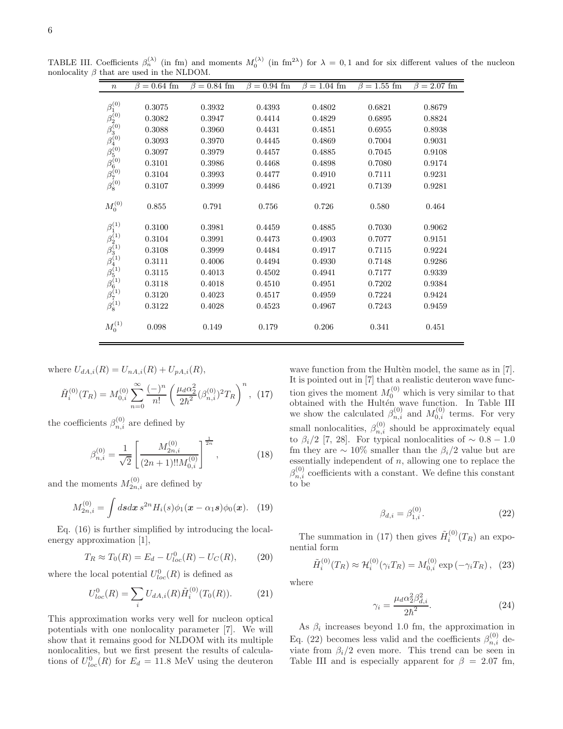TABLE III. Coefficients $\beta_n^{(\lambda)}$ (in fm) and moments $M_0^{(\lambda)}$ (in fm$^{2\lambda}$) for $\lambda = 0, 1$ and for six different values of the nucleon nonlocality $\beta$ that are used in the NLDOM.

| $n$ | $\beta = 0.64$ fm | $\beta = 0.84$ fm | $\beta = 0.94$ fm | $\beta = 1.04$ fm | $\beta = 1.55$ fm | $\beta = 2.07$ fm |
|---|---|---|---|---|---|---|
| $\beta_1^{(0)}$ | 0.3075 | 0.3932 | 0.4393 | 0.4802 | 0.6821 | 0.8679 |
| $\beta_2^{(0)}$ | 0.3082 | 0.3947 | 0.4414 | 0.4829 | 0.6895 | 0.8824 |
| $\beta_3^{(0)}$ | 0.3088 | 0.3960 | 0.4431 | 0.4851 | 0.6955 | 0.8938 |
| $\beta_4^{(0)}$ | 0.3093 | 0.3970 | 0.4445 | 0.4869 | 0.7004 | 0.9031 |
| $\beta_5^{(0)}$ | 0.3097 | 0.3979 | 0.4457 | 0.4885 | 0.7045 | 0.9108 |
| $\beta_6^{(0)}$ | 0.3101 | 0.3986 | 0.4468 | 0.4898 | 0.7080 | 0.9174 |
| $\beta_7^{(0)}$ | 0.3104 | 0.3993 | 0.4477 | 0.4910 | 0.7111 | 0.9231 |
| $\beta_8^{(0)}$ | 0.3107 | 0.3999 | 0.4486 | 0.4921 | 0.7139 | 0.9281 |
| $M_0^{(0)}$ | 0.855 | 0.791 | 0.756 | 0.726 | 0.580 | 0.464 |
| $\beta_1^{(1)}$ | 0.3100 | 0.3981 | 0.4459 | 0.4885 | 0.7030 | 0.9062 |
| $\beta_2^{(1)}$ | 0.3104 | 0.3991 | 0.4473 | 0.4903 | 0.7077 | 0.9151 |
| $\beta_3^{(1)}$ | 0.3108 | 0.3999 | 0.4484 | 0.4917 | 0.7115 | 0.9224 |
| $\beta_4^{(1)}$ | 0.3111 | 0.4006 | 0.4494 | 0.4930 | 0.7148 | 0.9286 |
| $\beta_5^{(1)}$ | 0.3115 | 0.4013 | 0.4502 | 0.4941 | 0.7177 | 0.9339 |
| $\beta_6^{(1)}$ | 0.3118 | 0.4018 | 0.4510 | 0.4951 | 0.7202 | 0.9384 |
| $\beta_7^{(1)}$ | 0.3120 | 0.4023 | 0.4517 | 0.4959 | 0.7224 | 0.9424 |
| $\beta_8^{(1)}$ | 0.3122 | 0.4028 | 0.4523 | 0.4967 | 0.7243 | 0.9459 |
| $M_0^{(1)}$ | 0.098 | 0.149 | 0.179 | 0.206 | 0.341 | 0.451 |

where $U_{dA,i}(R) = U_{nA,i}(R) + U_{pA,i}(R)$,

$$\tilde{H}_i^{(0)}(T_R) = M_{0,i}^{(0)} \sum_{n=0}^{\infty} \frac{(-)^n}{n!} \left( \frac{\mu_d \alpha_2^2}{2\hbar^2} (\beta_{n,i}^{(0)})^2 T_R \right)^n, \quad (17)$$

the coefficients $\beta_{n,i}^{(0)}$ are defined by

$$\beta_{n,i}^{(0)} = \frac{1}{\sqrt{2}} \left[ \frac{M_{2n,i}^{(0)}}{(2n+1)!! M_{0,i}^{(0)}} \right]^{\frac{1}{2n}}, \quad (18)$$

and the moments $M_{2n,i}^{(0)}$ are defined by

$$M_{2n,i}^{(0)} = \int d\boldsymbol{s} d\boldsymbol{x}\, s^{2n} H_i(s) \phi_1(\boldsymbol{x} - \alpha_1 \boldsymbol{s}) \phi_0(\boldsymbol{x}). \quad (19)$$

Eq. (16) is further simplified by introducing the local-energy approximation [1],

$$T_R \approx T_0(R) = E_d - U_{loc}^0(R) - U_C(R), \quad (20)$$

where the local potential $U_{loc}^0(R)$ is defined as

$$U_{loc}^0(R) = \sum_i U_{dA,i}(R) \tilde{H}_i^{(0)}(T_0(R)). \quad (21)$$

This approximation works very well for nucleon optical potentials with one nonlocality parameter [7]. We will show that it remains good for NLDOM with its multiple nonlocalities, but we first present the results of calculations of $U_{loc}^0(R)$ for $E_d = 11.8$ MeV using the deuteron wave function from the Hultèn model, the same as in [7]. It is pointed out in [7] that a realistic deuteron wave function gives the moment $M_0^{(0)}$ which is very similar to that obtained with the Hultén wave function. In Table III we show the calculated $\beta_{n,i}^{(0)}$ and $M_{0,i}^{(0)}$ terms. For very small nonlocalities, $\beta_{n,i}^{(0)}$ should be approximately equal to $\beta_i/2$ [7, 28]. For typical nonlocalities of $\sim 0.8 - 1.0$ fm they are $\sim 10\%$ smaller than the $\beta_i/2$ value but are essentially independent of $n$, allowing one to replace the $\beta_{n,i}^{(0)}$ coefficients with a constant. We define this constant to be

$$\beta_{d,i} = \beta_{1,i}^{(0)}. \quad (22)$$

The summation in (17) then gives $\tilde{H}_i^{(0)}(T_R)$ an exponential form

$$\tilde{H}_i^{(0)}(T_R) \approx \mathcal{H}_i^{(0)}(\gamma_i T_R) = M_{0,i}^{(0)} \exp\left(-\gamma_i T_R\right), \quad (23)$$

where

$$\gamma_i = \frac{\mu_d \alpha_2^2 \beta_{d,i}^2}{2\hbar^2}. \quad (24)$$

As $\beta_i$ increases beyond 1.0 fm, the approximation in Eq. (22) becomes less valid and the coefficients $\beta_{n,i}^{(0)}$ deviate from $\beta_i/2$ even more. This trend can be seen in Table III and is especially apparent for $\beta = 2.07$ fm,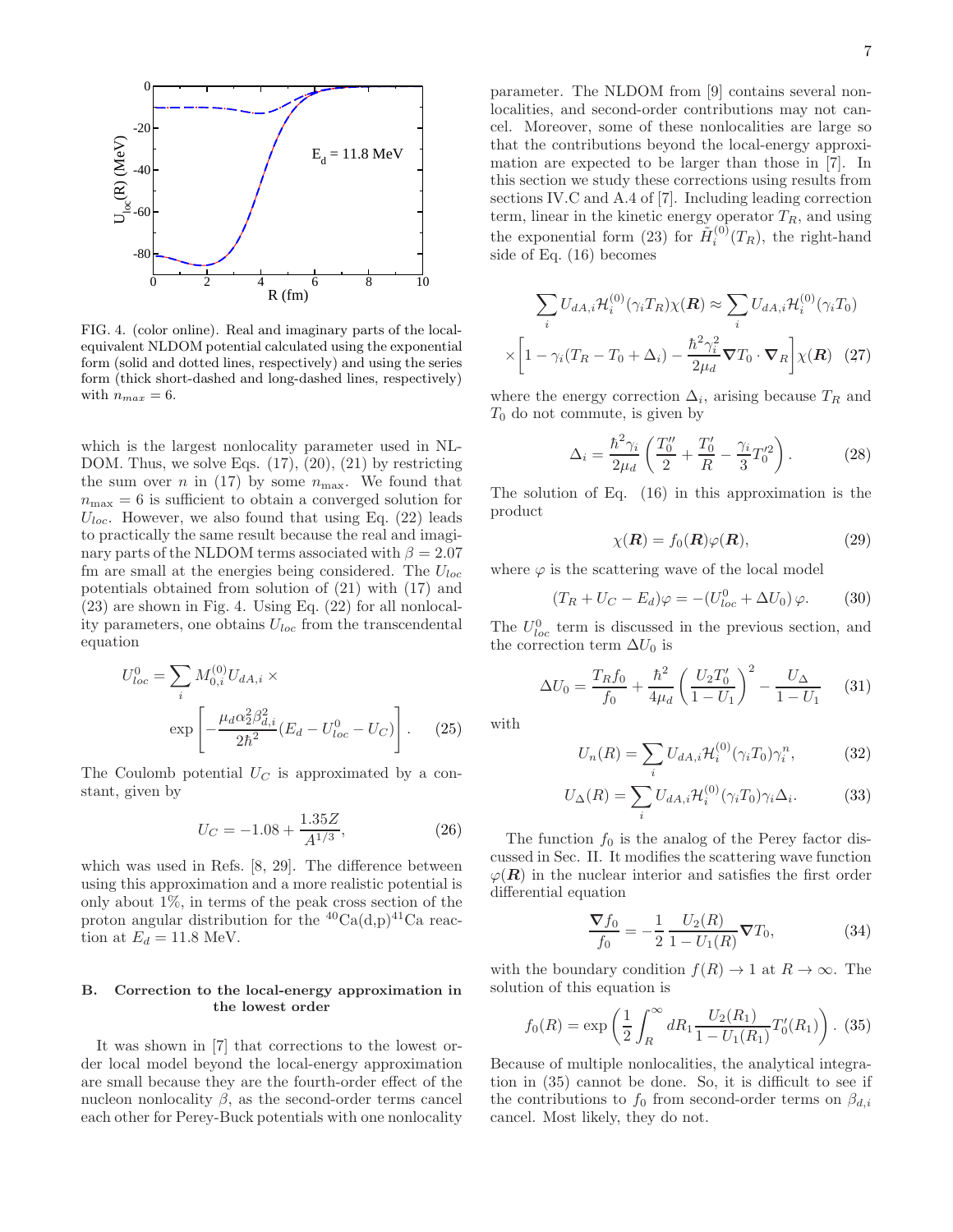FIG. 4. (color online). Real and imaginary parts of the local-equivalent NLDOM potential calculated using the exponential form (solid and dotted lines, respectively) and using the series form (thick short-dashed and long-dashed lines, respectively) with $n_{max} = 6$.

which is the largest nonlocality parameter used in NLDOM. Thus, we solve Eqs. (17), (20), (21) by restricting the sum over $n$ in (17) by some $n_{\max}$. We found that $n_{\max} = 6$ is sufficient to obtain a converged solution for $U_{loc}$. However, we also found that using Eq. (22) leads to practically the same result because the real and imaginary parts of the NLDOM terms associated with $\beta = 2.07$ fm are small at the energies being considered. The $U_{loc}$ potentials obtained from solution of (21) with (17) and (23) are shown in Fig. 4. Using Eq. (22) for all nonlocality parameters, one obtains $U_{loc}$ from the transcendental equation

$$U^0_{loc} = \sum_i M^{(0)}_{0,i} U_{dA,i} \times \exp\left[-\frac{\mu_d \alpha_2^2 \beta_{d,i}^2}{2\hbar^2}(E_d - U^0_{loc} - U_C)\right]. \quad (25)$$

The Coulomb potential $U_C$ is approximated by a constant, given by

$$U_C = -1.08 + \frac{1.35Z}{A^{1/3}}, \quad (26)$$

which was used in Refs. [8, 29]. The difference between using this approximation and a more realistic potential is only about 1%, in terms of the peak cross section of the proton angular distribution for the $^{40}$Ca(d,p)$^{41}$Ca reaction at $E_d = 11.8$ MeV.

### B. Correction to the local-energy approximation in the lowest order

It was shown in [7] that corrections to the lowest order local model beyond the local-energy approximation are small because they are the fourth-order effect of the nucleon nonlocality $\beta$, as the second-order terms cancel each other for Perey-Buck potentials with one nonlocality parameter. The NLDOM from [9] contains several nonlocalities, and second-order contributions may not cancel. Moreover, some of these nonlocalities are large so that the contributions beyond the local-energy approximation are expected to be larger than those in [7]. In this section we study these corrections using results from sections IV.C and A.4 of [7]. Including leading correction term, linear in the kinetic energy operator $T_R$, and using the exponential form (23) for $\tilde{H}^{(0)}_i(T_R)$, the right-hand side of Eq. (16) becomes

$$\sum_i U_{dA,i} \mathcal{H}^{(0)}_i(\gamma_i T_R)\chi(\boldsymbol{R}) \approx \sum_i U_{dA,i} \mathcal{H}^{(0)}_i(\gamma_i T_0) \times \left[1 - \gamma_i(T_R - T_0 + \Delta_i) - \frac{\hbar^2\gamma_i^2}{2\mu_d}\boldsymbol{\nabla} T_0 \cdot \boldsymbol{\nabla}_R\right]\chi(\boldsymbol{R}) \quad (27)$$

where the energy correction $\Delta_i$, arising because $T_R$ and $T_0$ do not commute, is given by

$$\Delta_i = \frac{\hbar^2\gamma_i}{2\mu_d}\left(\frac{T_0''}{2} + \frac{T_0'}{R} - \frac{\gamma_i}{3}T_0'^2\right). \quad (28)$$

The solution of Eq. (16) in this approximation is the product

$$\chi(\boldsymbol{R}) = f_0(\boldsymbol{R})\varphi(\boldsymbol{R}), \quad (29)$$

where $\varphi$ is the scattering wave of the local model

$$(T_R + U_C - E_d)\varphi = -(U^0_{loc} + \Delta U_0)\,\varphi. \quad (30)$$

The $U^0_{loc}$ term is discussed in the previous section, and the correction term $\Delta U_0$ is

$$\Delta U_0 = \frac{T_R f_0}{f_0} + \frac{\hbar^2}{4\mu_d}\left(\frac{U_2 T_0'}{1 - U_1}\right)^2 - \frac{U_\Delta}{1 - U_1} \quad (31)$$

with

$$U_n(R) = \sum_i U_{dA,i}\mathcal{H}^{(0)}_i(\gamma_i T_0)\gamma_i^n, \quad (32)$$

$$U_\Delta(R) = \sum_i U_{dA,i}\mathcal{H}^{(0)}_i(\gamma_i T_0)\gamma_i \Delta_i. \quad (33)$$

The function $f_0$ is the analog of the Perey factor discussed in Sec. II. It modifies the scattering wave function $\varphi(\boldsymbol{R})$ in the nuclear interior and satisfies the first order differential equation

$$\frac{\boldsymbol{\nabla} f_0}{f_0} = -\frac{1}{2}\frac{U_2(R)}{1 - U_1(R)}\boldsymbol{\nabla} T_0, \quad (34)$$

with the boundary condition $f(R) \to 1$ at $R \to \infty$. The solution of this equation is

$$f_0(R) = \exp\left(\frac{1}{2}\int_R^\infty dR_1 \frac{U_2(R_1)}{1 - U_1(R_1)}T_0'(R_1)\right). \quad (35)$$

Because of multiple nonlocalities, the analytical integration in (35) cannot be done. So, it is difficult to see if the contributions to $f_0$ from second-order terms on $\beta_{d,i}$ cancel. Most likely, they do not.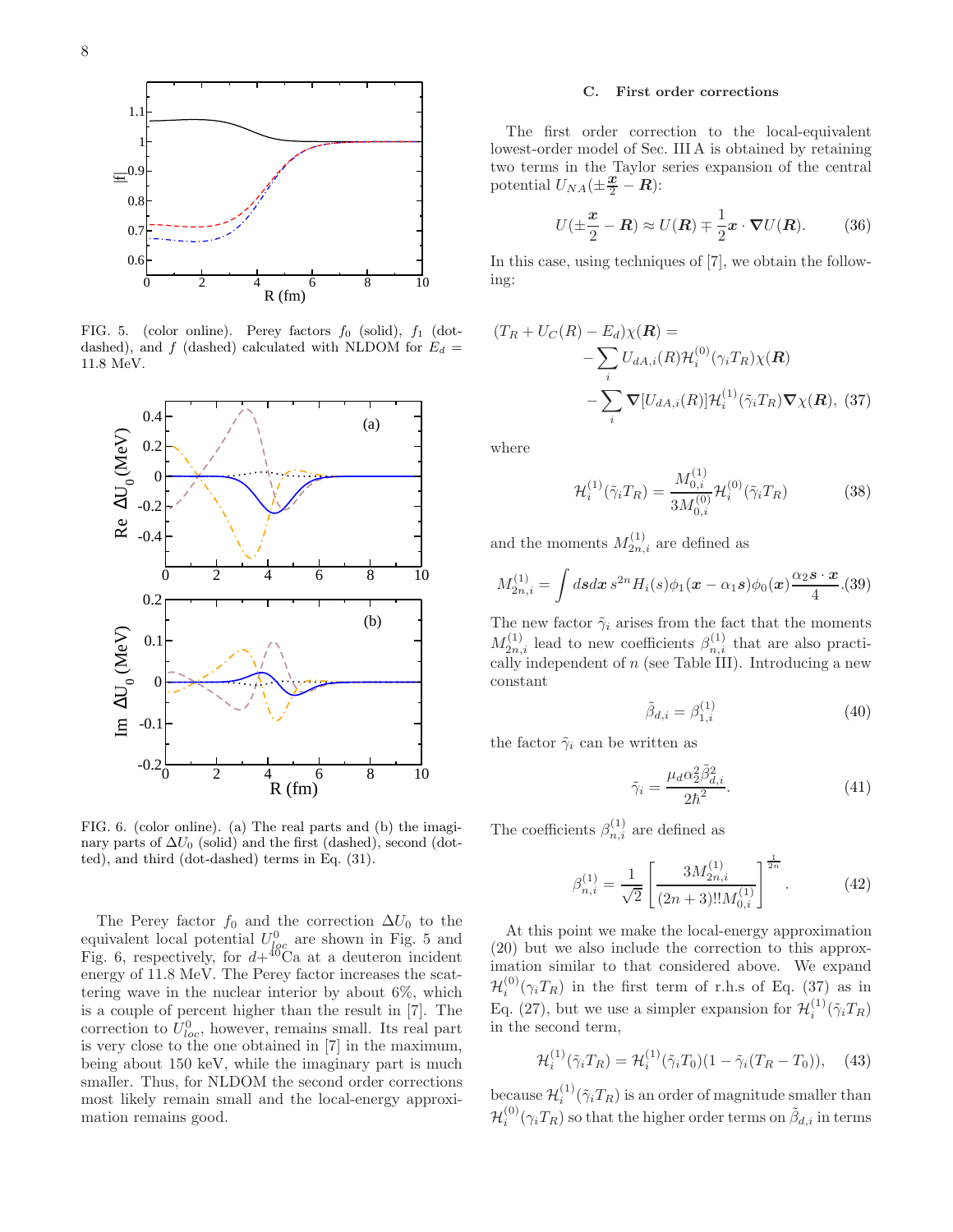FIG. 5. (color online). Perey factors $f_0$ (solid), $f_1$ (dot-dashed), and $f$ (dashed) calculated with NLDOM for $E_d = 11.8$ MeV.

FIG. 6. (color online). (a) The real parts and (b) the imaginary parts of $\Delta U_0$ (solid) and the first (dashed), second (dotted), and third (dot-dashed) terms in Eq. (31).

The Perey factor $f_0$ and the correction $\Delta U_0$ to the equivalent local potential $U^0_{loc}$ are shown in Fig. 5 and Fig. 6, respectively, for $d$+$^{40}$Ca at a deuteron incident energy of 11.8 MeV. The Perey factor increases the scattering wave in the nuclear interior by about 6%, which is a couple of percent higher than the result in [7]. The correction to $U^0_{loc}$, however, remains small. Its real part is very close to the one obtained in [7] in the maximum, being about 150 keV, while the imaginary part is much smaller. Thus, for NLDOM the second order corrections most likely remain small and the local-energy approximation remains good.

### C. First order corrections

The first order correction to the local-equivalent lowest-order model of Sec. III A is obtained by retaining two terms in the Taylor series expansion of the central potential $U_{NA}(\pm\frac{\boldsymbol{x}}{2} - \boldsymbol{R})$:

$$U(\pm\frac{\boldsymbol{x}}{2} - \boldsymbol{R}) \approx U(\boldsymbol{R}) \mp \frac{1}{2}\boldsymbol{x}\cdot\boldsymbol{\nabla}U(\boldsymbol{R}). \qquad (36)$$

In this case, using techniques of [7], we obtain the following:

$$\begin{aligned}(T_R + U_C(R) - E_d)\chi(\boldsymbol{R}) = \\ -\sum_i U_{dA,i}(R)\mathcal{H}^{(0)}_i(\gamma_i T_R)\chi(\boldsymbol{R}) \\ -\sum_i \boldsymbol{\nabla}[U_{dA,i}(R)]\mathcal{H}^{(1)}_i(\tilde{\gamma}_i T_R)\boldsymbol{\nabla}\chi(\boldsymbol{R}),\end{aligned} \qquad (37)$$

where

$$\mathcal{H}^{(1)}_i(\tilde{\gamma}_i T_R) = \frac{M^{(1)}_{0,i}}{3M^{(0)}_{0,i}}\mathcal{H}^{(0)}_i(\tilde{\gamma}_i T_R) \qquad (38)$$

and the moments $M^{(1)}_{2n,i}$ are defined as

$$M^{(1)}_{2n,i} = \int d\boldsymbol{s}d\boldsymbol{x}\, s^{2n} H_i(s)\phi_1(\boldsymbol{x} - \alpha_1\boldsymbol{s})\phi_0(\boldsymbol{x})\frac{\alpha_2 \boldsymbol{s}\cdot\boldsymbol{x}}{4}. \qquad (39)$$

The new factor $\tilde{\gamma}_i$ arises from the fact that the moments $M^{(1)}_{2n,i}$ lead to new coefficients $\beta^{(1)}_{n,i}$ that are also practically independent of $n$ (see Table III). Introducing a new constant

$$\tilde{\beta}_{d,i} = \beta^{(1)}_{1,i} \qquad (40)$$

the factor $\tilde{\gamma}_i$ can be written as

$$\tilde{\gamma}_i = \frac{\mu_d \alpha_2^2 \tilde{\beta}^2_{d,i}}{2\hbar^2}. \qquad (41)$$

The coefficients $\beta^{(1)}_{n,i}$ are defined as

$$\beta^{(1)}_{n,i} = \frac{1}{\sqrt{2}}\left[\frac{3M^{(1)}_{2n,i}}{(2n+3)!!M^{(1)}_{0,i}}\right]^{\frac{1}{2n}}. \qquad (42)$$

At this point we make the local-energy approximation (20) but we also include the correction to this approximation similar to that considered above. We expand $\mathcal{H}^{(0)}_i(\gamma_i T_R)$ in the first term of r.h.s of Eq. (37) as in Eq. (27), but we use a simpler expansion for $\mathcal{H}^{(1)}_i(\tilde{\gamma}_i T_R)$ in the second term,

$$\mathcal{H}^{(1)}_i(\tilde{\gamma}_i T_R) = \mathcal{H}^{(1)}_i(\tilde{\gamma}_i T_0)(1 - \tilde{\gamma}_i(T_R - T_0)), \qquad (43)$$

because $\mathcal{H}^{(1)}_i(\tilde{\gamma}_i T_R)$ is an order of magnitude smaller than $\mathcal{H}^{(0)}_i(\gamma_i T_R)$ so that the higher order terms on $\tilde{\beta}_{d,i}$ in terms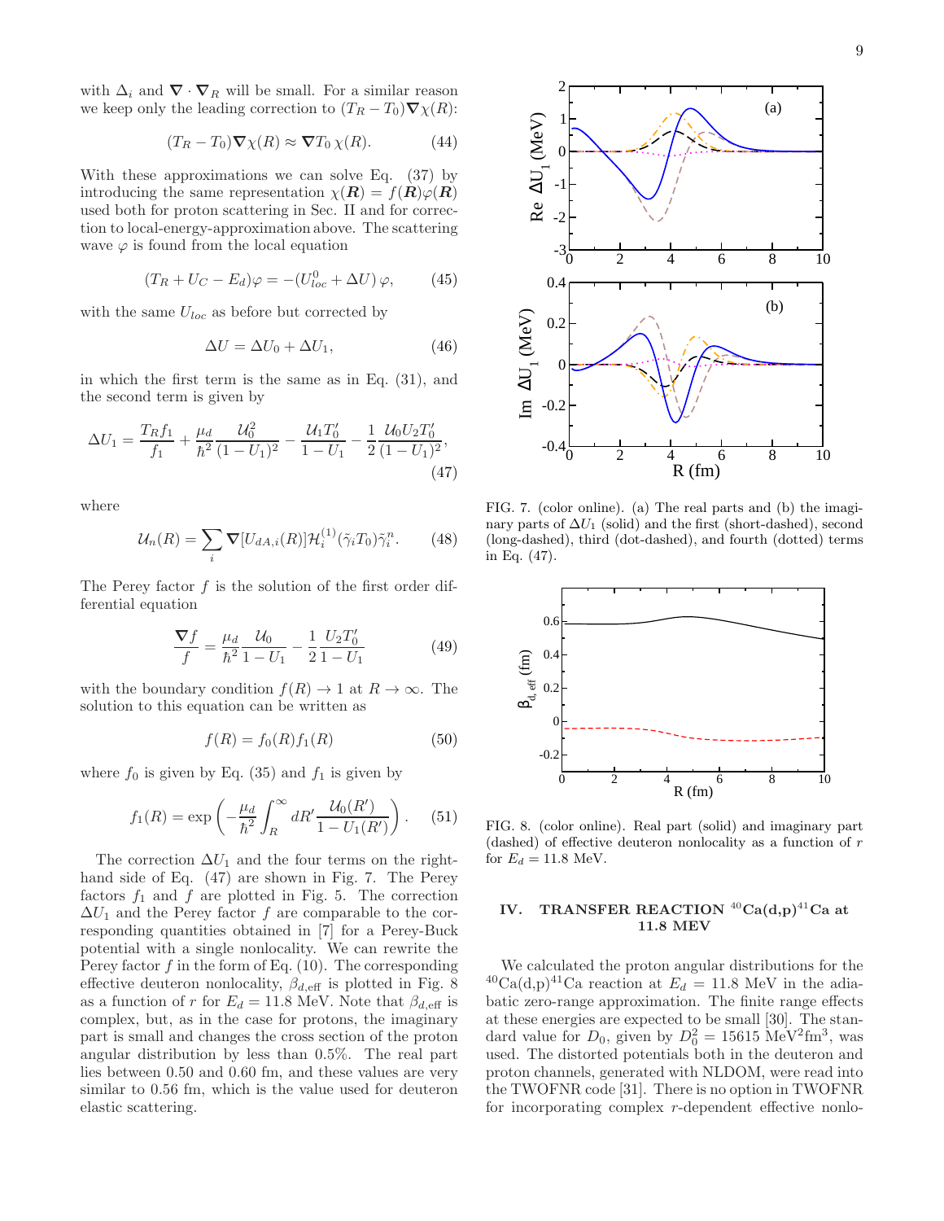with $\Delta_i$ and $\nabla \cdot \nabla_R$ will be small. For a similar reason we keep only the leading correction to $(T_R - T_0)\nabla\chi(R)$:

$$(T_R - T_0)\nabla\chi(R) \approx \nabla T_0\,\chi(R). \tag{44}$$

With these approximations we can solve Eq. (37) by introducing the same representation $\chi(\boldsymbol{R}) = f(\boldsymbol{R})\varphi(\boldsymbol{R})$ used both for proton scattering in Sec. II and for correction to local-energy-approximation above. The scattering wave $\varphi$ is found from the local equation

$$(T_R + U_C - E_d)\varphi = -(U^0_{loc} + \Delta U)\,\varphi, \tag{45}$$

with the same $U_{loc}$ as before but corrected by

$$\Delta U = \Delta U_0 + \Delta U_1, \tag{46}$$

in which the first term is the same as in Eq. (31), and the second term is given by

$$\Delta U_1 = \frac{T_R f_1}{f_1} + \frac{\mu_d}{\hbar^2}\frac{\mathcal{U}_0^2}{(1-U_1)^2} - \frac{\mathcal{U}_1 T_0'}{1-U_1} - \frac{1}{2}\frac{\mathcal{U}_0 U_2 T_0'}{(1-U_1)^2}, \tag{47}$$

where

$$\mathcal{U}_n(R) = \sum_i \nabla[U_{dA,i}(R)]\mathcal{H}_i^{(1)}(\tilde{\gamma}_i T_0)\tilde{\gamma}_i^n. \tag{48}$$

The Perey factor $f$ is the solution of the first order differential equation

$$\frac{\nabla f}{f} = \frac{\mu_d}{\hbar^2}\frac{\mathcal{U}_0}{1-U_1} - \frac{1}{2}\frac{U_2 T_0'}{1-U_1} \tag{49}$$

with the boundary condition $f(R) \to 1$ at $R \to \infty$. The solution to this equation can be written as

$$f(R) = f_0(R) f_1(R) \tag{50}$$

where $f_0$ is given by Eq. (35) and $f_1$ is given by

$$f_1(R) = \exp\left(-\frac{\mu_d}{\hbar^2}\int_R^\infty dR' \frac{\mathcal{U}_0(R')}{1-U_1(R')}\right). \tag{51}$$

The correction $\Delta U_1$ and the four terms on the right-hand side of Eq. (47) are shown in Fig. 7. The Perey factors $f_1$ and $f$ are plotted in Fig. 5. The correction $\Delta U_1$ and the Perey factor $f$ are comparable to the corresponding quantities obtained in [7] for a Perey-Buck potential with a single nonlocality. We can rewrite the Perey factor $f$ in the form of Eq. (10). The corresponding effective deuteron nonlocality, $\beta_{d,\text{eff}}$ is plotted in Fig. 8 as a function of $r$ for $E_d = 11.8$ MeV. Note that $\beta_{d,\text{eff}}$ is complex, but, as in the case for protons, the imaginary part is small and changes the cross section of the proton angular distribution by less than 0.5%. The real part lies between 0.50 and 0.60 fm, and these values are very similar to 0.56 fm, which is the value used for deuteron elastic scattering.

FIG. 7. (color online). (a) The real parts and (b) the imaginary parts of $\Delta U_1$ (solid) and the first (short-dashed), second (long-dashed), third (dot-dashed), and fourth (dotted) terms in Eq. (47).

FIG. 8. (color online). Real part (solid) and imaginary part (dashed) of effective deuteron nonlocality as a function of $r$ for $E_d = 11.8$ MeV.

## IV. TRANSFER REACTION $^{40}$Ca(d,p)$^{41}$Ca at 11.8 MEV

We calculated the proton angular distributions for the $^{40}$Ca(d,p)$^{41}$Ca reaction at $E_d = 11.8$ MeV in the adiabatic zero-range approximation. The finite range effects at these energies are expected to be small [30]. The standard value for $D_0$, given by $D_0^2 = 15615$ MeV$^2$fm$^3$, was used. The distorted potentials both in the deuteron and proton channels, generated with NLDOM, were read into the TWOFNR code [31]. There is no option in TWOFNR for incorporating complex $r$-dependent effective nonlo-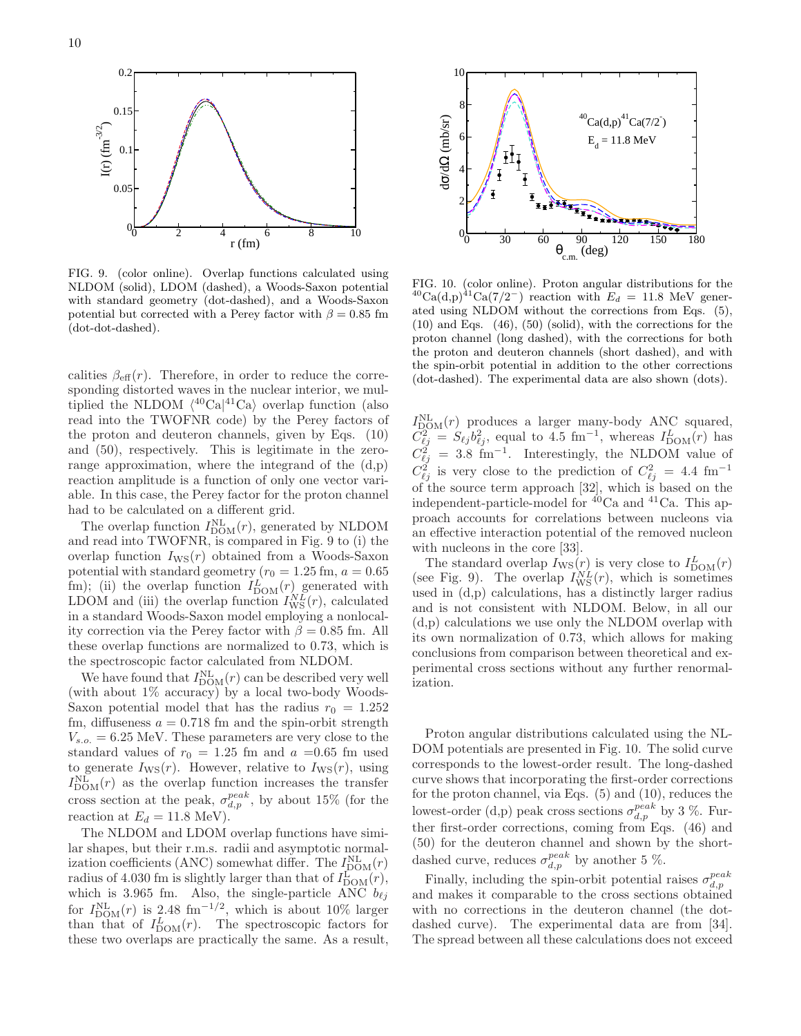FIG. 9. (color online). Overlap functions calculated using NLDOM (solid), LDOM (dashed), a Woods-Saxon potential with standard geometry (dot-dashed), and a Woods-Saxon potential but corrected with a Perey factor with $\beta = 0.85$ fm (dot-dot-dashed).

calities $\beta_{\rm eff}(r)$. Therefore, in order to reduce the corresponding distorted waves in the nuclear interior, we multiplied the NLDOM $\langle ^{40}{\rm Ca}|^{41}{\rm Ca}\rangle$ overlap function (also read into the TWOFNR code) by the Perey factors of the proton and deuteron channels, given by Eqs. (10) and (50), respectively. This is legitimate in the zero-range approximation, where the integrand of the (d,p) reaction amplitude is a function of only one vector variable. In this case, the Perey factor for the proton channel had to be calculated on a different grid.

The overlap function $I^{\rm NL}_{\rm DOM}(r)$, generated by NLDOM and read into TWOFNR, is compared in Fig. 9 to (i) the overlap function $I_{\rm WS}(r)$ obtained from a Woods-Saxon potential with standard geometry ($r_0 = 1.25$ fm, $a = 0.65$ fm); (ii) the overlap function $I^{L}_{\rm DOM}(r)$ generated with LDOM and (iii) the overlap function $I^{NL}_{\rm WS}(r)$, calculated in a standard Woods-Saxon model employing a nonlocality correction via the Perey factor with $\beta = 0.85$ fm. All these overlap functions are normalized to 0.73, which is the spectroscopic factor calculated from NLDOM.

We have found that $I^{\rm NL}_{\rm DOM}(r)$ can be described very well (with about 1% accuracy) by a local two-body Woods-Saxon potential model that has the radius $r_0 = 1.252$ fm, diffuseness $a = 0.718$ fm and the spin-orbit strength $V_{s.o.} = 6.25$ MeV. These parameters are very close to the standard values of $r_0 = 1.25$ fm and $a$ =0.65 fm used to generate $I_{\rm WS}(r)$. However, relative to $I_{\rm WS}(r)$, using $I^{\rm NL}_{\rm DOM}(r)$ as the overlap function increases the transfer cross section at the peak, $\sigma^{peak}_{d,p}$, by about 15% (for the reaction at $E_d = 11.8$ MeV).

The NLDOM and LDOM overlap functions have similar shapes, but their r.m.s. radii and asymptotic normalization coefficients (ANC) somewhat differ. The $I^{\rm NL}_{\rm DOM}(r)$ radius of 4.030 fm is slightly larger than that of $I^{\rm L}_{\rm DOM}(r)$, which is 3.965 fm. Also, the single-particle ANC $b_{\ell j}$ for $I^{\rm NL}_{\rm DOM}(r)$ is 2.48 fm$^{-1/2}$, which is about 10% larger than that of $I^{\rm L}_{\rm DOM}(r)$. The spectroscopic factors for these two overlaps are practically the same. As a result,

FIG. 10. (color online). Proton angular distributions for the $^{40}$Ca(d,p)$^{41}$Ca($7/2^-$) reaction with $E_d = 11.8$ MeV generated using NLDOM without the corrections from Eqs. (5), (10) and Eqs. (46), (50) (solid), with the corrections for the proton channel (long dashed), with the corrections for both the proton and deuteron channels (short dashed), and with the spin-orbit potential in addition to the other corrections (dot-dashed). The experimental data are also shown (dots).

$I^{\rm NL}_{\rm DOM}(r)$ produces a larger many-body ANC squared, $C^2_{\ell j} = S_{\ell j} b^2_{\ell j}$, equal to 4.5 fm$^{-1}$, whereas $I^{L}_{\rm DOM}(r)$ has $C^2_{\ell j} = 3.8$ fm$^{-1}$. Interestingly, the NLDOM value of $C^2_{\ell j}$ is very close to the prediction of $C^2_{\ell j} = 4.4$ fm$^{-1}$ of the source term approach [32], which is based on the independent-particle-model for $^{40}$Ca and $^{41}$Ca. This approach accounts for correlations between nucleons via an effective interaction potential of the removed nucleon with nucleons in the core [33].

The standard overlap $I_{\rm WS}(r)$ is very close to $I^{L}_{\rm DOM}(r)$ (see Fig. 9). The overlap $I^{NL}_{\rm WS}(r)$, which is sometimes used in (d,p) calculations, has a distinctly larger radius and is not consistent with NLDOM. Below, in all our (d,p) calculations we use only the NLDOM overlap with its own normalization of 0.73, which allows for making conclusions from comparison between theoretical and experimental cross sections without any further renormalization.

Proton angular distributions calculated using the NLDOM potentials are presented in Fig. 10. The solid curve corresponds to the lowest-order result. The long-dashed curve shows that incorporating the first-order corrections for the proton channel, via Eqs. (5) and (10), reduces the lowest-order (d,p) peak cross sections $\sigma^{peak}_{d,p}$ by 3 %. Further first-order corrections, coming from Eqs. (46) and (50) for the deuteron channel and shown by the short-dashed curve, reduces $\sigma^{peak}_{d,p}$ by another 5 %.

Finally, including the spin-orbit potential raises $\sigma^{peak}_{d,p}$ and makes it comparable to the cross sections obtained with no corrections in the deuteron channel (the dot-dashed curve). The experimental data are from [34]. The spread between all these calculations does not exceed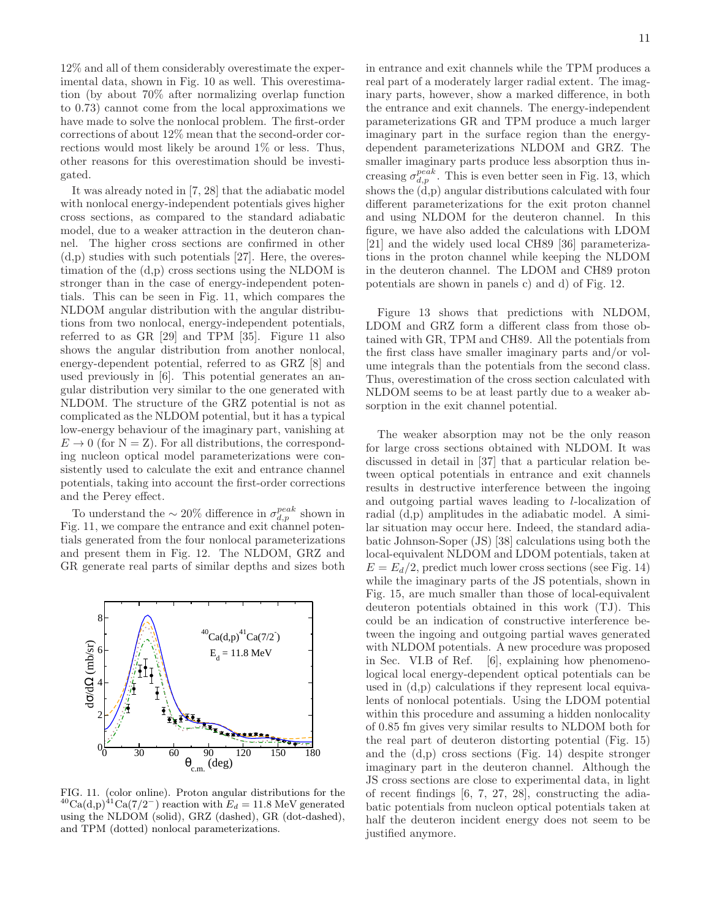12% and all of them considerably overestimate the experimental data, shown in Fig. 10 as well. This overestimation (by about 70% after normalizing overlap function to 0.73) cannot come from the local approximations we have made to solve the nonlocal problem. The first-order corrections of about 12% mean that the second-order corrections would most likely be around 1% or less. Thus, other reasons for this overestimation should be investigated.

It was already noted in [7, 28] that the adiabatic model with nonlocal energy-independent potentials gives higher cross sections, as compared to the standard adiabatic model, due to a weaker attraction in the deuteron channel. The higher cross sections are confirmed in other (d,p) studies with such potentials [27]. Here, the overestimation of the (d,p) cross sections using the NLDOM is stronger than in the case of energy-independent potentials. This can be seen in Fig. 11, which compares the NLDOM angular distribution with the angular distributions from two nonlocal, energy-independent potentials, referred to as GR [29] and TPM [35]. Figure 11 also shows the angular distribution from another nonlocal, energy-dependent potential, referred to as GRZ [8] and used previously in [6]. This potential generates an angular distribution very similar to the one generated with NLDOM. The structure of the GRZ potential is not as complicated as the NLDOM potential, but it has a typical low-energy behaviour of the imaginary part, vanishing at $E \to 0$ (for N = Z). For all distributions, the corresponding nucleon optical model parameterizations were consistently used to calculate the exit and entrance channel potentials, taking into account the first-order corrections and the Perey effect.

To understand the $\sim 20\%$ difference in $\sigma_{d,p}^{peak}$ shown in Fig. 11, we compare the entrance and exit channel potentials generated from the four nonlocal parameterizations and present them in Fig. 12. The NLDOM, GRZ and GR generate real parts of similar depths and sizes both in entrance and exit channels while the TPM produces a real part of a moderately larger radial extent. The imaginary parts, however, show a marked difference, in both the entrance and exit channels. The energy-independent parameterizations GR and TPM produce a much larger imaginary part in the surface region than the energy-dependent parameterizations NLDOM and GRZ. The smaller imaginary parts produce less absorption thus increasing $\sigma_{d,p}^{peak}$. This is even better seen in Fig. 13, which shows the (d,p) angular distributions calculated with four different parameterizations for the exit proton channel and using NLDOM for the deuteron channel. In this figure, we have also added the calculations with LDOM [21] and the widely used local CH89 [36] parameterizations in the proton channel while keeping the NLDOM in the deuteron channel. The LDOM and CH89 proton potentials are shown in panels c) and d) of Fig. 12.

FIG. 11. (color online). Proton angular distributions for the $^{40}$Ca(d,p)$^{41}$Ca($7/2^-$) reaction with $E_d = 11.8$ MeV generated using the NLDOM (solid), GRZ (dashed), GR (dot-dashed), and TPM (dotted) nonlocal parameterizations.

Figure 13 shows that predictions with NLDOM, LDOM and GRZ form a different class from those obtained with GR, TPM and CH89. All the potentials from the first class have smaller imaginary parts and/or volume integrals than the potentials from the second class. Thus, overestimation of the cross section calculated with NLDOM seems to be at least partly due to a weaker absorption in the exit channel potential.

The weaker absorption may not be the only reason for large cross sections obtained with NLDOM. It was discussed in detail in [37] that a particular relation between optical potentials in entrance and exit channels results in destructive interference between the ingoing and outgoing partial waves leading to $l$-localization of radial (d,p) amplitudes in the adiabatic model. A similar situation may occur here. Indeed, the standard adiabatic Johnson-Soper (JS) [38] calculations using both the local-equivalent NLDOM and LDOM potentials, taken at $E = E_d/2$, predict much lower cross sections (see Fig. 14) while the imaginary parts of the JS potentials, shown in Fig. 15, are much smaller than those of local-equivalent deuteron potentials obtained in this work (TJ). This could be an indication of constructive interference between the ingoing and outgoing partial waves generated with NLDOM potentials. A new procedure was proposed in Sec. VI.B of Ref. [6], explaining how phenomenological local energy-dependent optical potentials can be used in (d,p) calculations if they represent local equivalents of nonlocal potentials. Using the LDOM potential within this procedure and assuming a hidden nonlocality of 0.85 fm gives very similar results to NLDOM both for the real part of deuteron distorting potential (Fig. 15) and the (d,p) cross sections (Fig. 14) despite stronger imaginary part in the deuteron channel. Although the JS cross sections are close to experimental data, in light of recent findings [6, 7, 27, 28], constructing the adiabatic potentials from nucleon optical potentials taken at half the deuteron incident energy does not seem to be justified anymore.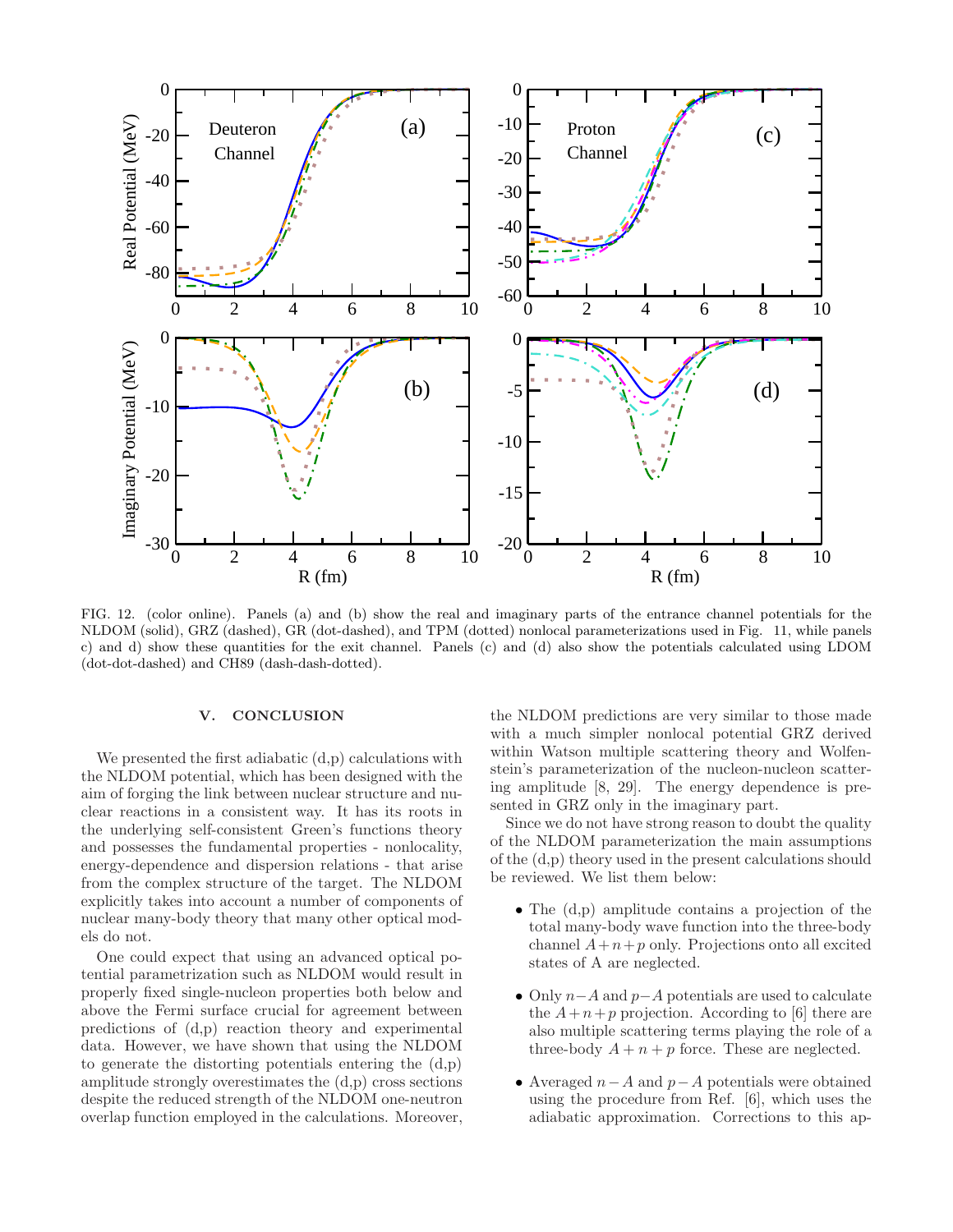FIG. 12. (color online). Panels (a) and (b) show the real and imaginary parts of the entrance channel potentials for the NLDOM (solid), GRZ (dashed), GR (dot-dashed), and TPM (dotted) nonlocal parameterizations used in Fig. 11, while panels c) and d) show these quantities for the exit channel. Panels (c) and (d) also show the potentials calculated using LDOM (dot-dot-dashed) and CH89 (dash-dash-dotted).

## V. CONCLUSION

We presented the first adiabatic (d,p) calculations with the NLDOM potential, which has been designed with the aim of forging the link between nuclear structure and nuclear reactions in a consistent way. It has its roots in the underlying self-consistent Green's functions theory and possesses the fundamental properties - nonlocality, energy-dependence and dispersion relations - that arise from the complex structure of the target. The NLDOM explicitly takes into account a number of components of nuclear many-body theory that many other optical models do not.

One could expect that using an advanced optical potential parametrization such as NLDOM would result in properly fixed single-nucleon properties both below and above the Fermi surface crucial for agreement between predictions of (d,p) reaction theory and experimental data. However, we have shown that using the NLDOM to generate the distorting potentials entering the (d,p) amplitude strongly overestimates the (d,p) cross sections despite the reduced strength of the NLDOM one-neutron overlap function employed in the calculations. Moreover, the NLDOM predictions are very similar to those made with a much simpler nonlocal potential GRZ derived within Watson multiple scattering theory and Wolfenstein's parameterization of the nucleon-nucleon scattering amplitude [8, 29]. The energy dependence is presented in GRZ only in the imaginary part.

Since we do not have strong reason to doubt the quality of the NLDOM parameterization the main assumptions of the (d,p) theory used in the present calculations should be reviewed. We list them below:

- The (d,p) amplitude contains a projection of the total many-body wave function into the three-body channel $A+n+p$ only. Projections onto all excited states of A are neglected.
- Only $n-A$ and $p-A$ potentials are used to calculate the $A+n+p$ projection. According to [6] there are also multiple scattering terms playing the role of a three-body $A+n+p$ force. These are neglected.
- Averaged $n-A$ and $p-A$ potentials were obtained using the procedure from Ref. [6], which uses the adiabatic approximation. Corrections to this ap-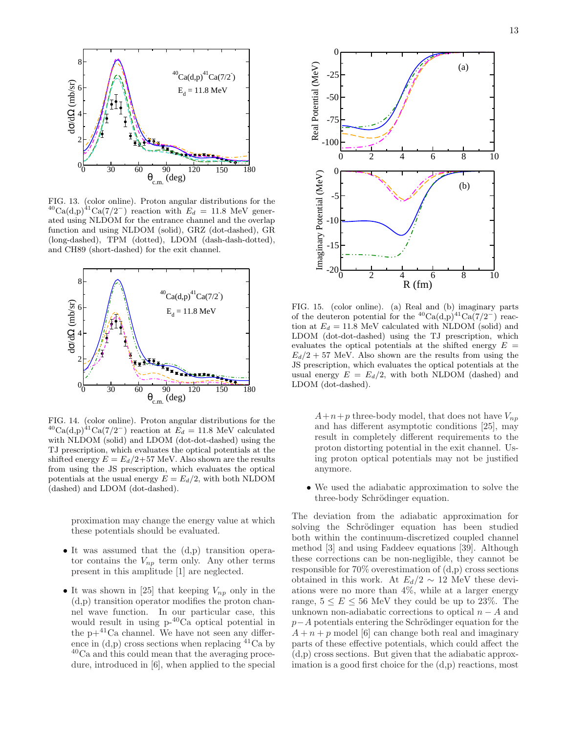FIG. 13. (color online). Proton angular distributions for the $^{40}$Ca(d,p)$^{41}$Ca(7/2$^-$) reaction with $E_d$ = 11.8 MeV generated using NLDOM for the entrance channel and the overlap function and using NLDOM (solid), GRZ (dot-dashed), GR (long-dashed), TPM (dotted), LDOM (dash-dash-dotted), and CH89 (short-dashed) for the exit channel.

FIG. 14. (color online). Proton angular distributions for the $^{40}$Ca(d,p)$^{41}$Ca(7/2$^-$) reaction at $E_d$ = 11.8 MeV calculated with NLDOM (solid) and LDOM (dot-dot-dashed) using the TJ prescription, which evaluates the optical potentials at the shifted energy $E = E_d/2{+}57$ MeV. Also shown are the results from using the JS prescription, which evaluates the optical potentials at the usual energy $E = E_d/2$, with both NLDOM (dashed) and LDOM (dot-dashed).

FIG. 15. (color online). (a) Real and (b) imaginary parts of the deuteron potential for the $^{40}$Ca(d,p)$^{41}$Ca(7/2$^-$) reaction at $E_d$ = 11.8 MeV calculated with NLDOM (solid) and LDOM (dot-dot-dashed) using the TJ prescription, which evaluates the optical potentials at the shifted energy $E = E_d/2 + 57$ MeV. Also shown are the results from using the JS prescription, which evaluates the optical potentials at the usual energy $E = E_d/2$, with both NLDOM (dashed) and LDOM (dot-dashed).

proximation may change the energy value at which these potentials should be evaluated.

- It was assumed that the (d,p) transition operator contains the $V_{np}$ term only. Any other terms present in this amplitude [1] are neglected.

- It was shown in [25] that keeping $V_{np}$ only in the (d,p) transition operator modifies the proton channel wave function. In our particular case, this would result in using p-$^{40}$Ca optical potential in the p+$^{41}$Ca channel. We have not seen any difference in (d,p) cross sections when replacing $^{41}$Ca by $^{40}$Ca and this could mean that the averaging procedure, introduced in [6], when applied to the special $A+n+p$ three-body model, that does not have $V_{np}$ and has different asymptotic conditions [25], may result in completely different requirements to the proton distorting potential in the exit channel. Using proton optical potentials may not be justified anymore.

- We used the adiabatic approximation to solve the three-body Schrödinger equation.

The deviation from the adiabatic approximation for solving the Schrödinger equation has been studied both within the continuum-discretized coupled channel method [3] and using Faddeev equations [39]. Although these corrections can be non-negligible, they cannot be responsible for 70% overestimation of (d,p) cross sections obtained in this work. At $E_d/2 \sim 12$ MeV these deviations were no more than 4%, while at a larger energy range, $5 \leq E \leq 56$ MeV they could be up to 23%. The unknown non-adiabatic corrections to optical $n-A$ and $p-A$ potentials entering the Schrödinger equation for the $A+n+p$ model [6] can change both real and imaginary parts of these effective potentials, which could affect the (d,p) cross sections. But given that the adiabatic approximation is a good first choice for the (d,p) reactions, most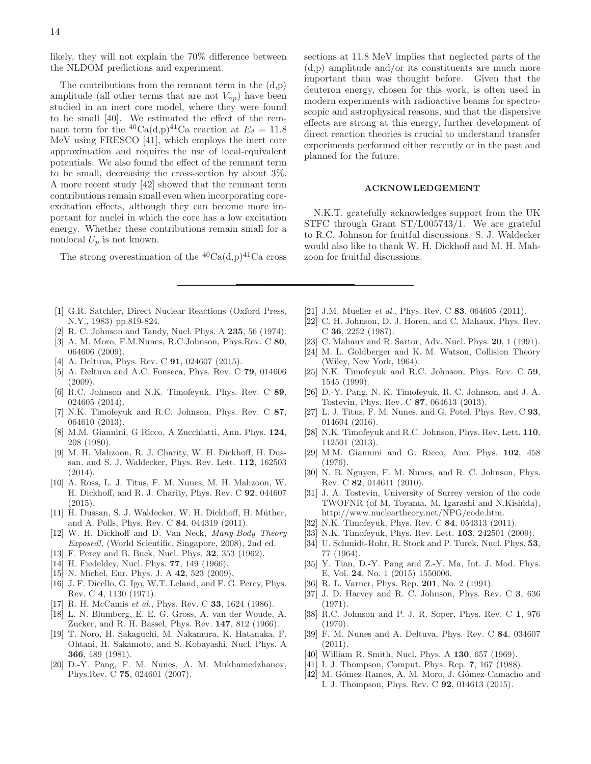likely, they will not explain the 70% difference between the NLDOM predictions and experiment.

The contributions from the remnant term in the (d,p) amplitude (all other terms that are not $V_{np}$) have been studied in an inert core model, where they were found to be small [40]. We estimated the effect of the remnant term for the $^{40}$Ca(d,p)$^{41}$Ca reaction at $E_d = 11.8$ MeV using FRESCO [41], which employs the inert core approximation and requires the use of local-equivalent potentials. We also found the effect of the remnant term to be small, decreasing the cross-section by about 3%. A more recent study [42] showed that the remnant term contributions remain small even when incorporating core-excitation effects, although they can become more important for nuclei in which the core has a low excitation energy. Whether these contributions remain small for a nonlocal $U_p$ is not known.

The strong overestimation of the $^{40}$Ca(d,p)$^{41}$Ca cross sections at 11.8 MeV implies that neglected parts of the (d,p) amplitude and/or its constituents are much more important than was thought before. Given that the deuteron energy, chosen for this work, is often used in modern experiments with radioactive beams for spectroscopic and astrophysical reasons, and that the dispersive effects are strong at this energy, further development of direct reaction theories is crucial to understand transfer experiments performed either recently or in the past and planned for the future.

## ACKNOWLEDGEMENT

N.K.T. gratefully acknowledges support from the UK STFC through Grant ST/L005743/1. We are grateful to R.C. Johnson for fruitful discussions. S. J. Waldecker would also like to thank W. H. Dickhoff and M. H. Mahzoon for fruitful discussions.

---

[1] G.R. Satchler, Direct Nuclear Reactions (Oxford Press, N.Y., 1983) pp.819-824.
[2] R. C. Johnson and Tandy, Nucl. Phys. A **235**, 56 (1974).
[3] A. M. Moro, F.M.Nunes, R.C.Johnson, Phys.Rev. C **80**, 064606 (2009).
[4] A. Deltuva, Phys. Rev. C **91**, 024607 (2015).
[5] A. Deltuva and A.C. Fonseca, Phys. Rev. C **79**, 014606 (2009).
[6] R.C. Johnson and N.K. Timofeyuk, Phys. Rev. C **89**, 024605 (2014).
[7] N.K. Timofeyuk and R.C. Johnson, Phys. Rev. C **87**, 064610 (2013).
[8] M.M. Giannini, G Ricco, A Zucchiatti, Ann. Phys. **124**, 208 (1980).
[9] M. H. Mahzoon, R. J. Charity, W. H. Dickhoff, H. Dussan, and S. J. Waldecker, Phys. Rev. Lett. **112**, 162503 (2014).
[10] A. Ross, L. J. Titus, F. M. Nunes, M. H. Mahzoon, W. H. Dickhoff, and R. J. Charity, Phys. Rev. C **92**, 044607 (2015).
[11] H. Dussan, S. J. Waldecker, W. H. Dickhoff, H. Müther, and A. Polls, Phys. Rev. C **84**, 044319 (2011).
[12] W. H. Dickhoff and D. Van Neck, *Many-Body Theory Exposed!*, (World Scientific, Singapore, 2008), 2nd ed.
[13] F. Perey and B. Buck, Nucl. Phys. **32**, 353 (1962).
[14] H. Fiedeldey, Nucl. Phys. **77**, 149 (1966).
[15] N. Michel, Eur. Phys. J. A **42**, 523 (2009).
[16] J. F. Dicello, G. Igo, W.T. Leland, and F. G. Perey, Phys. Rev. C **4**, 1130 (1971).
[17] R. H. McCamis *et al.*, Phys. Rev. C **33**, 1624 (1986).
[18] L. N. Blumberg, E. E. G. Gross, A. van der Woude, A. Zucker, and R. H. Bassel, Phys. Rev. **147**, 812 (1966).
[19] T. Noro, H. Sakaguchi, M. Nakamura, K. Hatanaka, F. Ohtani, H. Sakamoto, and S. Kobayashi, Nucl. Phys. A **366**, 189 (1981).
[20] D.-Y. Pang, F. M. Nunes, A. M. Mukhamedzhanov, Phys.Rev. C **75**, 024601 (2007).
[21] J.M. Mueller *et al.*, Phys. Rev. C **83**, 064605 (2011).
[22] C. H. Johnson, D. J. Horen, and C. Mahaux, Phys. Rev. C **36**, 2252 (1987).
[23] C. Mahaux and R. Sartor, Adv. Nucl. Phys. **20**, 1 (1991).
[24] M. L. Goldberger and K. M. Watson, Collision Theory (Wiley, New York, 1964).
[25] N.K. Timofeyuk and R.C. Johnson, Phys. Rev. C **59**, 1545 (1999).
[26] D.-Y. Pang, N. K. Timofeyuk, R. C. Johnson, and J. A. Tostevin, Phys. Rev. C **87**, 064613 (2013).
[27] L. J. Titus, F. M. Nunes, and G. Potel, Phys. Rev. C **93**, 014604 (2016).
[28] N.K. Timofeyuk and R.C. Johnson, Phys. Rev. Lett. **110**, 112501 (2013).
[29] M.M. Giannini and G. Ricco, Ann. Phys. **102**, 458 (1976).
[30] N. B. Nguyen, F. M. Nunes, and R. C. Johnson, Phys. Rev. C **82**, 014611 (2010).
[31] J. A. Tostevin, University of Surrey version of the code TWOFNR (of M. Toyama, M. Igarashi and N.Kishida), http://www.nucleartheory.net/NPG/code.htm.
[32] N.K. Timofeyuk, Phys. Rev. C **84**, 054313 (2011).
[33] N.K. Timofeyuk, Phys. Rev. Lett. **103**, 242501 (2009).
[34] U. Schmidt-Rohr, R. Stock and P. Turek, Nucl. Phys. **53**, 77 (1964).
[35] Y. Tian, D.-Y. Pang and Z.-Y. Ma, Int. J. Mod. Phys. E, Vol. **24**, No. 1 (2015) 1550006.
[36] R. L. Varner, Phys. Rep. **201**, No. 2 (1991).
[37] J. D. Harvey and R. C. Johnson, Phys. Rev. C **3**, 636 (1971).
[38] R.C. Johnson and P. J. R. Soper, Phys. Rev. C **1**, 976 (1970).
[39] F. M. Nunes and A. Deltuva, Phys. Rev. C **84**, 034607 (2011).
[40] William R. Smith, Nucl. Phys. A **130**, 657 (1969).
[41] I. J. Thompson, Comput. Phys. Rep. **7**, 167 (1988).
[42] M. Gómez-Ramos, A. M. Moro, J. Gómez-Camacho and I. J. Thompson, Phys. Rev. C **92**, 014613 (2015).